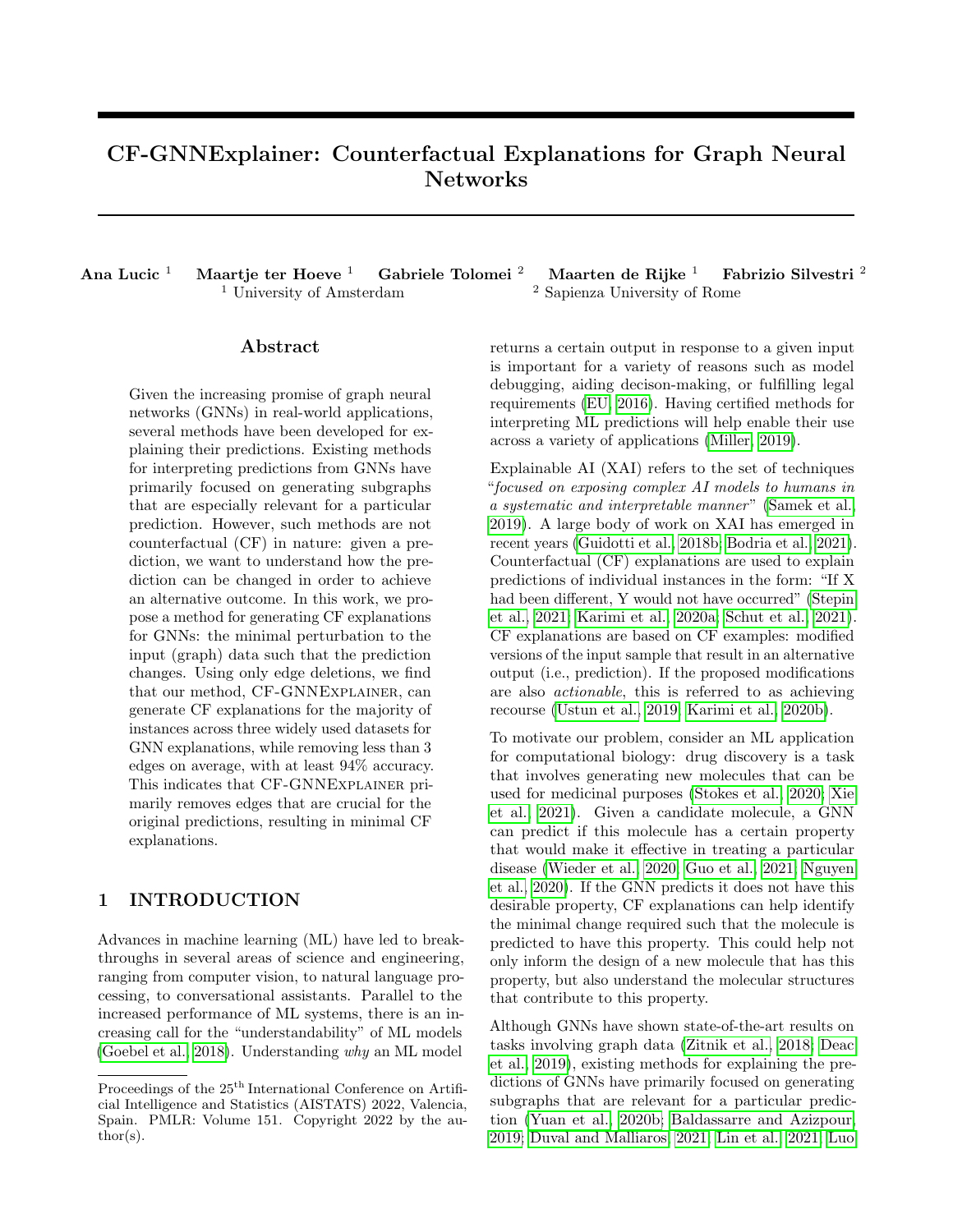# CF-GNNExplainer: Counterfactual Explanations for Graph Neural Networks

**Ana Lucic** [1] **Maartje ter Hoeve** [1] **Gabriele Tolomei** [2] **Maarten de Rijke** [1] **Fabrizio Silvestri** [2]

[1] University of Amsterdam [2] Sapienza University of Rome

## Abstract

Given the increasing promise of graph neural networks (GNNs) in real-world applications, several methods have been developed for explaining their predictions. Existing methods for interpreting predictions from GNNs have primarily focused on generating subgraphs that are especially relevant for a particular prediction. However, such methods are not counterfactual (CF) in nature: given a prediction, we want to understand how the prediction can be changed in order to achieve an alternative outcome. In this work, we propose a method for generating CF explanations for GNNs: the minimal perturbation to the input (graph) data such that the prediction changes. Using only edge deletions, we find that our method, CF-GNNExplainer, can generate CF explanations for the majority of instances across three widely used datasets for GNN explanations, while removing less than 3 edges on average, with at least 94% accuracy. This indicates that CF-GNNExplainer primarily removes edges that are crucial for the original predictions, resulting in minimal CF explanations.

## 1 INTRODUCTION

Advances in machine learning (ML) have led to breakthroughs in several areas of science and engineering, ranging from computer vision, to natural language processing, to conversational assistants. Parallel to the increased performance of ML systems, there is an increasing call for the "understandability" of ML models (Goebel et al., 2018). Understanding *why* an ML model returns a certain output in response to a given input is important for a variety of reasons such as model debugging, aiding decison-making, or fulfilling legal requirements (EU, 2016). Having certified methods for interpreting ML predictions will help enable their use across a variety of applications (Miller, 2019).

Explainable AI (XAI) refers to the set of techniques "*focused on exposing complex AI models to humans in a systematic and interpretable manner*" (Samek et al., 2019). A large body of work on XAI has emerged in recent years (Guidotti et al., 2018b; Bodria et al., 2021). Counterfactual (CF) explanations are used to explain predictions of individual instances in the form: "If X had been different, Y would not have occurred" (Stepin et al., 2021; Karimi et al., 2020a; Schut et al., 2021). CF explanations are based on CF examples: modified versions of the input sample that result in an alternative output (i.e., prediction). If the proposed modifications are also *actionable*, this is referred to as achieving recourse (Ustun et al., 2019; Karimi et al., 2020b).

To motivate our problem, consider an ML application for computational biology: drug discovery is a task that involves generating new molecules that can be used for medicinal purposes (Stokes et al., 2020; Xie et al., 2021). Given a candidate molecule, a GNN can predict if this molecule has a certain property that would make it effective in treating a particular disease (Wieder et al., 2020; Guo et al., 2021; Nguyen et al., 2020). If the GNN predicts it does not have this desirable property, CF explanations can help identify the minimal change required such that the molecule is predicted to have this property. This could help not only inform the design of a new molecule that has this property, but also understand the molecular structures that contribute to this property.

Although GNNs have shown state-of-the-art results on tasks involving graph data (Zitnik et al., 2018; Deac et al., 2019), existing methods for explaining the predictions of GNNs have primarily focused on generating subgraphs that are relevant for a particular prediction (Yuan et al., 2020b; Baldassarre and Azizpour, 2019; Duval and Malliaros, 2021; Lin et al., 2021; Luo

---

Proceedings of the 25[th] International Conference on Artificial Intelligence and Statistics (AISTATS) 2022, Valencia, Spain. PMLR: Volume 151. Copyright 2022 by the author(s).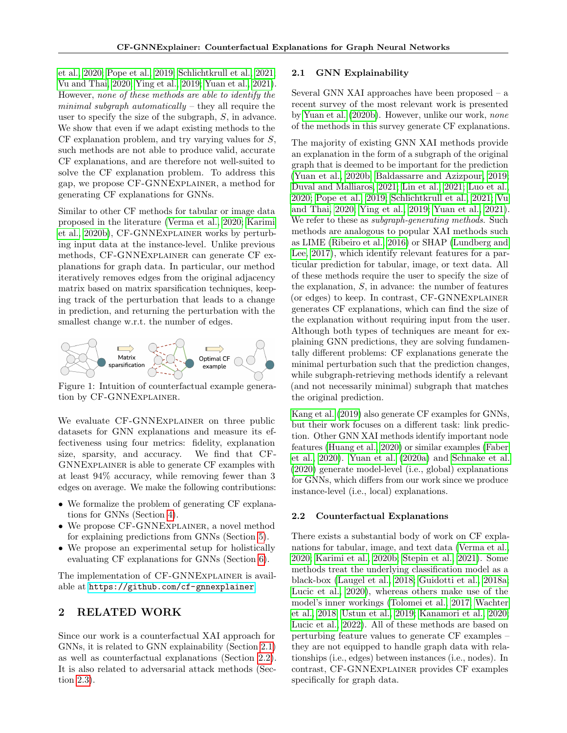et al., 2020; Pope et al., 2019; Schlichtkrull et al., 2021; Vu and Thai, 2020; Ying et al., 2019; Yuan et al., 2021). However, *none of these methods are able to identify the minimal subgraph automatically* – they all require the user to specify the size of the subgraph, $S$, in advance. We show that even if we adapt existing methods to the CF explanation problem, and try varying values for $S$, such methods are not able to produce valid, accurate CF explanations, and are therefore not well-suited to solve the CF explanation problem. To address this gap, we propose CF-GNNExplainer, a method for generating CF explanations for GNNs.

Similar to other CF methods for tabular or image data proposed in the literature (Verma et al., 2020; Karimi et al., 2020b), CF-GNNExplainer works by perturbing input data at the instance-level. Unlike previous methods, CF-GNNExplainer can generate CF explanations for graph data. In particular, our method iteratively removes edges from the original adjacency matrix based on matrix sparsification techniques, keeping track of the perturbation that leads to a change in prediction, and returning the perturbation with the smallest change w.r.t. the number of edges.

Figure 1: Intuition of counterfactual example generation by CF-GNNExplainer.

We evaluate CF-GNNExplainer on three public datasets for GNN explanations and measure its effectiveness using four metrics: fidelity, explanation size, sparsity, and accuracy. We find that CF-GNNExplainer is able to generate CF examples with at least 94% accuracy, while removing fewer than 3 edges on average. We make the following contributions:

- We formalize the problem of generating CF explanations for GNNs (Section 4).
- We propose CF-GNNExplainer, a novel method for explaining predictions from GNNs (Section 5).
- We propose an experimental setup for holistically evaluating CF explanations for GNNs (Section 6).

The implementation of CF-GNNExplainer is available at https://github.com/cf-gnnexplainer.

## 2 RELATED WORK

Since our work is a counterfactual XAI approach for GNNs, it is related to GNN explainability (Section 2.1) as well as counterfactual explanations (Section 2.2). It is also related to adversarial attack methods (Section 2.3).

### 2.1 GNN Explainability

Several GNN XAI approaches have been proposed – a recent survey of the most relevant work is presented by Yuan et al. (2020b). However, unlike our work, *none* of the methods in this survey generate CF explanations.

The majority of existing GNN XAI methods provide an explanation in the form of a subgraph of the original graph that is deemed to be important for the prediction (Yuan et al., 2020b; Baldassarre and Azizpour, 2019; Duval and Malliaros, 2021; Lin et al., 2021; Luo et al., 2020; Pope et al., 2019; Schlichtkrull et al., 2021; Vu and Thai, 2020; Ying et al., 2019; Yuan et al., 2021). We refer to these as *subgraph-generating methods*. Such methods are analogous to popular XAI methods such as LIME (Ribeiro et al., 2016) or SHAP (Lundberg and Lee, 2017), which identify relevant features for a particular prediction for tabular, image, or text data. All of these methods require the user to specify the size of the explanation, $S$, in advance: the number of features (or edges) to keep. In contrast, CF-GNNExplainer generates CF explanations, which can find the size of the explanation without requiring input from the user. Although both types of techniques are meant for explaining GNN predictions, they are solving fundamentally different problems: CF explanations generate the minimal perturbation such that the prediction changes, while subgraph-retrieving methods identify a relevant (and not necessarily minimal) subgraph that matches the original prediction.

Kang et al. (2019) also generate CF examples for GNNs, but their work focuses on a different task: link prediction. Other GNN XAI methods identify important node features (Huang et al., 2020) or similar examples (Faber et al., 2020). Yuan et al. (2020a) and Schnake et al. (2020) generate model-level (i.e., global) explanations for GNNs, which differs from our work since we produce instance-level (i.e., local) explanations.

### 2.2 Counterfactual Explanations

There exists a substantial body of work on CF explanations for tabular, image, and text data (Verma et al., 2020; Karimi et al., 2020b; Stepin et al., 2021). Some methods treat the underlying classification model as a black-box (Laugel et al., 2018; Guidotti et al., 2018a; Lucic et al., 2020), whereas others make use of the model's inner workings (Tolomei et al., 2017; Wachter et al., 2018; Ustun et al., 2019; Kanamori et al., 2020; Lucic et al., 2022). All of these methods are based on perturbing feature values to generate CF examples – they are not equipped to handle graph data with relationships (i.e., edges) between instances (i.e., nodes). In contrast, CF-GNNExplainer provides CF examples specifically for graph data.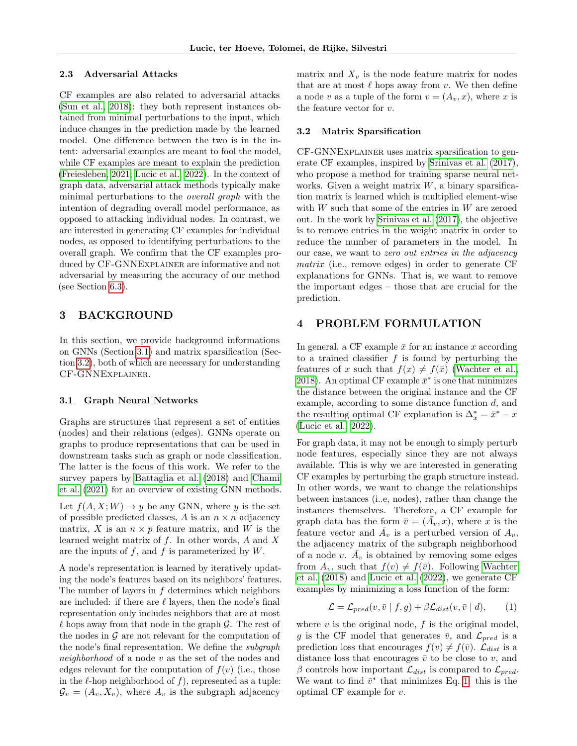### 2.3 Adversarial Attacks

CF examples are also related to adversarial attacks (Sun et al., 2018): they both represent instances obtained from minimal perturbations to the input, which induce changes in the prediction made by the learned model. One difference between the two is in the intent: adversarial examples are meant to fool the model, while CF examples are meant to explain the prediction (Freiesleben, 2021; Lucic et al., 2022). In the context of graph data, adversarial attack methods typically make minimal perturbations to the *overall graph* with the intention of degrading overall model performance, as opposed to attacking individual nodes. In contrast, we are interested in generating CF examples for individual nodes, as opposed to identifying perturbations to the overall graph. We confirm that the CF examples produced by CF-GNNExplainer are informative and not adversarial by measuring the accuracy of our method (see Section 6.3).

## 3 BACKGROUND

In this section, we provide background informations on GNNs (Section 3.1) and matrix sparsification (Section 3.2), both of which are necessary for understanding CF-GNNExplainer.

### 3.1 Graph Neural Networks

Graphs are structures that represent a set of entities (nodes) and their relations (edges). GNNs operate on graphs to produce representations that can be used in downstream tasks such as graph or node classification. The latter is the focus of this work. We refer to the survey papers by Battaglia et al. (2018) and Chami et al. (2021) for an overview of existing GNN methods.

Let $f(A, X; W) \rightarrow y$ be any GNN, where $y$ is the set of possible predicted classes, $A$ is an $n \times n$ adjacency matrix, $X$ is an $n \times p$ feature matrix, and $W$ is the learned weight matrix of $f$. In other words, $A$ and $X$ are the inputs of $f$, and $f$ is parameterized by $W$.

A node's representation is learned by iteratively updating the node's features based on its neighbors' features. The number of layers in $f$ determines which neighbors are included: if there are $\ell$ layers, then the node's final representation only includes neighbors that are at most $\ell$ hops away from that node in the graph $\mathcal{G}$. The rest of the nodes in $\mathcal{G}$ are not relevant for the computation of the node's final representation. We define the *subgraph neighborhood* of a node $v$ as the set of the nodes and edges relevant for the computation of $f(v)$ (i.e., those in the $\ell$-hop neighborhood of $f$), represented as a tuple: $\mathcal{G}_v = (A_v, X_v)$, where $A_v$ is the subgraph adjacency matrix and $X_v$ is the node feature matrix for nodes that are at most $\ell$ hops away from $v$. We then define a node $v$ as a tuple of the form $v = (A_v, x)$, where $x$ is the feature vector for $v$.

### 3.2 Matrix Sparsification

CF-GNNExplainer uses matrix sparsification to generate CF examples, inspired by Srinivas et al. (2017), who propose a method for training sparse neural networks. Given a weight matrix $W$, a binary sparsification matrix is learned which is multiplied element-wise with $W$ such that some of the entries in $W$ are zeroed out. In the work by Srinivas et al. (2017), the objective is to remove entries in the weight matrix in order to reduce the number of parameters in the model. In our case, we want to *zero out entries in the adjacency matrix* (i.e., remove edges) in order to generate CF explanations for GNNs. That is, we want to remove the important edges – those that are crucial for the prediction.

## 4 PROBLEM FORMULATION

In general, a CF example $\bar{x}$ for an instance $x$ according to a trained classifier $f$ is found by perturbing the features of $x$ such that $f(x) \neq f(\bar{x})$ (Wachter et al., 2018). An optimal CF example $\bar{x}^*$ is one that minimizes the distance between the original instance and the CF example, according to some distance function $d$, and the resulting optimal CF explanation is $\Delta_x^* = \bar{x}^* - x$ (Lucic et al., 2022).

For graph data, it may not be enough to simply perturb node features, especially since they are not always available. This is why we are interested in generating CF examples by perturbing the graph structure instead. In other words, we want to change the relationships between instances (i..e, nodes), rather than change the instances themselves. Therefore, a CF example for graph data has the form $\bar{v} = (\bar{A}_v, x)$, where $x$ is the feature vector and $\bar{A}_v$ is a perturbed version of $A_v$, the adjacency matrix of the subgraph neighborhood of a node $v$. $\bar{A}_v$ is obtained by removing some edges from $A_v$, such that $f(v) \neq f(\bar{v})$. Following Wachter et al. (2018) and Lucic et al. (2022), we generate CF examples by minimizing a loss function of the form:

$$\mathcal{L} = \mathcal{L}_{pred}(v, \bar{v} \mid f, g) + \beta \mathcal{L}_{dist}(v, \bar{v} \mid d), \qquad (1)$$

where $v$ is the original node, $f$ is the original model, $g$ is the CF model that generates $\bar{v}$, and $\mathcal{L}_{pred}$ is a prediction loss that encourages $f(v) \neq f(\bar{v})$. $\mathcal{L}_{dist}$ is a distance loss that encourages $\bar{v}$ to be close to $v$, and $\beta$ controls how important $\mathcal{L}_{dist}$ is compared to $\mathcal{L}_{pred}$. We want to find $\bar{v}^*$ that minimizes Eq. 1: this is the optimal CF example for $v$.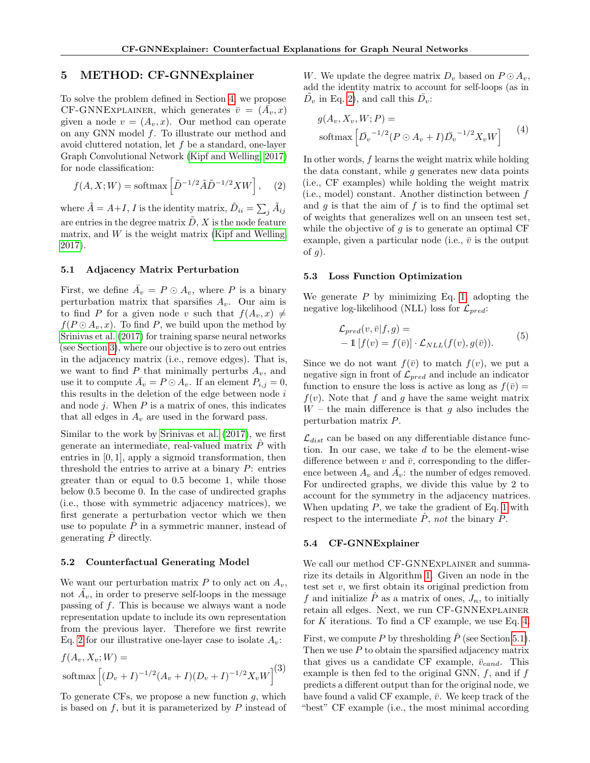## 5 METHOD: CF-GNNExplainer

To solve the problem defined in Section 4, we propose CF-GNNExplainer, which generates $\bar{v} = (\bar{A}_v, x)$ given a node $v = (A_v, x)$. Our method can operate on any GNN model $f$. To illustrate our method and avoid cluttered notation, let $f$ be a standard, one-layer Graph Convolutional Network (Kipf and Welling, 2017) for node classification:

$$f(A, X; W) = \text{softmax}\left[\tilde{D}^{-1/2}\tilde{A}\tilde{D}^{-1/2}XW\right], \quad (2)$$

where $\tilde{A} = A + I$, $I$ is the identity matrix, $\tilde{D}_{ii} = \sum_j \tilde{A}_{ij}$ are entries in the degree matrix $\tilde{D}$, $X$ is the node feature matrix, and $W$ is the weight matrix (Kipf and Welling, 2017).

### 5.1 Adjacency Matrix Perturbation

First, we define $\bar{A}_v = P \odot A_v$, where $P$ is a binary perturbation matrix that sparsifies $A_v$. Our aim is to find $P$ for a given node $v$ such that $f(A_v, x) \neq f(P \odot A_v, x)$. To find $P$, we build upon the method by Srinivas et al. (2017) for training sparse neural networks (see Section 3), where our objective is to zero out entries in the adjacency matrix (i.e., remove edges). That is, we want to find $P$ that minimally perturbs $A_v$, and use it to compute $\bar{A}_v = P \odot A_v$. If an element $P_{i,j} = 0$, this results in the deletion of the edge between node $i$ and node $j$. When $P$ is a matrix of ones, this indicates that all edges in $A_v$ are used in the forward pass.

Similar to the work by Srinivas et al. (2017), we first generate an intermediate, real-valued matrix $\hat{P}$ with entries in $[0, 1]$, apply a sigmoid transformation, then threshold the entries to arrive at a binary $P$: entries greater than or equal to 0.5 become 1, while those below 0.5 become 0. In the case of undirected graphs (i.e., those with symmetric adjacency matrices), we first generate a perturbation vector which we then use to populate $\hat{P}$ in a symmetric manner, instead of generating $\hat{P}$ directly.

### 5.2 Counterfactual Generating Model

We want our perturbation matrix $P$ to only act on $A_v$, not $\tilde{A}_v$, in order to preserve self-loops in the message passing of $f$. This is because we always want a node representation update to include its own representation from the previous layer. Therefore we first rewrite Eq. 2 for our illustrative one-layer case to isolate $A_v$:

$$f(A_v, X_v; W) = \\ \text{softmax}\left[(D_v + I)^{-1/2}(A_v + I)(D_v + I)^{-1/2}X_vW\right] \quad (3)$$

To generate CFs, we propose a new function $g$, which is based on $f$, but it is parameterized by $P$ instead of $W$. We update the degree matrix $D_v$ based on $P \odot A_v$, add the identity matrix to account for self-loops (as in $\tilde{D}_v$ in Eq. 2), and call this $\bar{D}_v$:

$$g(A_v, X_v, W; P) = \\ \text{softmax}\left[\bar{D}_v^{-1/2}(P \odot A_v + I)\bar{D}_v^{-1/2}X_vW\right] \quad (4)$$

In other words, $f$ learns the weight matrix while holding the data constant, while $g$ generates new data points (i.e., CF examples) while holding the weight matrix (i.e., model) constant. Another distinction between $f$ and $g$ is that the aim of $f$ is to find the optimal set of weights that generalizes well on an unseen test set, while the objective of $g$ is to generate an optimal CF example, given a particular node (i.e., $\bar{v}$ is the output of $g$).

### 5.3 Loss Function Optimization

We generate $P$ by minimizing Eq. 1, adopting the negative log-likelihood (NLL) loss for $\mathcal{L}_{pred}$:

$$\mathcal{L}_{pred}(v, \bar{v}|f, g) = \\ -\mathbb{1}\left[f(v) = f(\bar{v})\right] \cdot \mathcal{L}_{NLL}(f(v), g(\bar{v})). \quad (5)$$

Since we do not want $f(\bar{v})$ to match $f(v)$, we put a negative sign in front of $\mathcal{L}_{pred}$ and include an indicator function to ensure the loss is active as long as $f(\bar{v}) = f(v)$. Note that $f$ and $g$ have the same weight matrix $W$ – the main difference is that $g$ also includes the perturbation matrix $P$.

$\mathcal{L}_{dist}$ can be based on any differentiable distance function. In our case, we take $d$ to be the element-wise difference between $v$ and $\bar{v}$, corresponding to the difference between $A_v$ and $\bar{A}_v$: the number of edges removed. For undirected graphs, we divide this value by 2 to account for the symmetry in the adjacency matrices. When updating $P$, we take the gradient of Eq. 1 with respect to the intermediate $\hat{P}$, *not* the binary $P$.

### 5.4 CF-GNNExplainer

We call our method CF-GNNExplainer and summarize its details in Algorithm 1. Given an node in the test set $v$, we first obtain its original prediction from $f$ and initialize $\hat{P}$ as a matrix of ones, $J_n$, to initially retain all edges. Next, we run CF-GNNExplainer for $K$ iterations. To find a CF example, we use Eq. 4.

First, we compute $P$ by thresholding $\hat{P}$ (see Section 5.1). Then we use $P$ to obtain the sparsified adjacency matrix that gives us a candidate CF example, $\bar{v}_{cand}$. This example is then fed to the original GNN, $f$, and if $f$ predicts a different output than for the original node, we have found a valid CF example, $\bar{v}$. We keep track of the "best" CF example (i.e., the most minimal according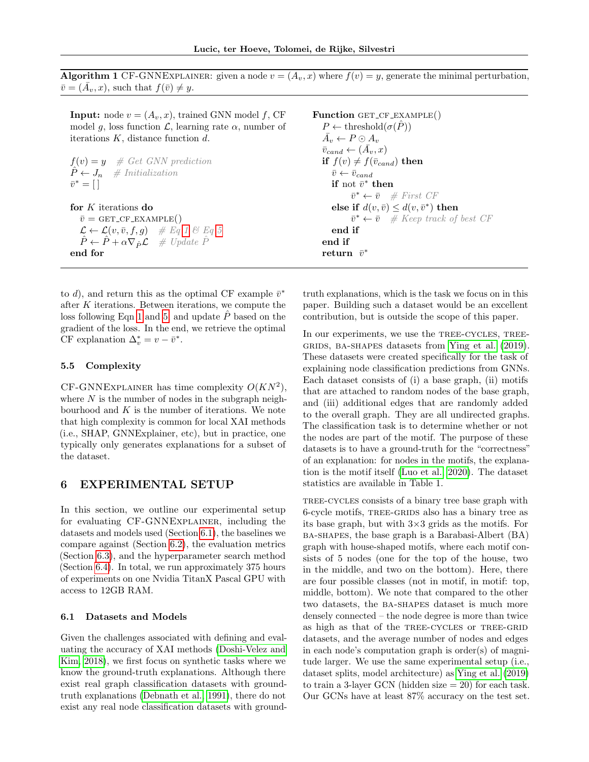**Algorithm 1** CF-GNNExplainer: given a node $v = (A_v, x)$ where $f(v) = y$, generate the minimal perturbation, $\bar{v} = (\bar{A_v}, x)$, such that $f(\bar{v}) \neq y$.

```
Input: node v = (A_v, x), trained GNN model f, CF
model g, loss function L, learning rate α, number of
iterations K, distance function d.

f(v) = y    # Get GNN prediction
P̂ ← J_n     # Initialization
v̄* = [ ]

for K iterations do
    v̄ = GET_CF_EXAMPLE()
    L ← L(v, v̄, f, g)    # Eq 1 & Eq 5
    P̂ ← P̂ + α∇_P̂ L      # Update P̂
end for

Function GET_CF_EXAMPLE()
    P ← threshold(σ(P̂))
    Ā_v ← P ⊙ A_v
    v̄_cand ← (Ā_v, x)
    if f(v) ≠ f(v̄_cand) then
        v̄ ← v̄_cand
        if not v̄* then
            v̄* ← v̄    # First CF
        else if d(v, v̄) ≤ d(v, v̄*) then
            v̄* ← v̄    # Keep track of best CF
        end if
    end if
    return v̄*
```

to $d$), and return this as the optimal CF example $\bar{v}^*$ after $K$ iterations. Between iterations, we compute the loss following Eqn 1 and 5, and update $\hat{P}$ based on the gradient of the loss. In the end, we retrieve the optimal CF explanation $\Delta_v^* = v - \bar{v}^*$.

### 5.5 Complexity

CF-GNNExplainer has time complexity $O(KN^2)$, where $N$ is the number of nodes in the subgraph neighbourhood and $K$ is the number of iterations. We note that high complexity is common for local XAI methods (i.e., SHAP, GNNExplainer, etc), but in practice, one typically only generates explanations for a subset of the dataset.

## 6 EXPERIMENTAL SETUP

In this section, we outline our experimental setup for evaluating CF-GNNExplainer, including the datasets and models used (Section 6.1), the baselines we compare against (Section 6.2), the evaluation metrics (Section 6.3), and the hyperparameter search method (Section 6.4). In total, we run approximately 375 hours of experiments on one Nvidia TitanX Pascal GPU with access to 12GB RAM.

### 6.1 Datasets and Models

Given the challenges associated with defining and evaluating the accuracy of XAI methods (Doshi-Velez and Kim, 2018), we first focus on synthetic tasks where we know the ground-truth explanations. Although there exist real graph classification datasets with ground-truth explanations (Debnath et al., 1991), there do not exist any real node classification datasets with ground-truth explanations, which is the task we focus on in this paper. Building such a dataset would be an excellent contribution, but is outside the scope of this paper.

In our experiments, we use the tree-cycles, tree-grids, ba-shapes datasets from Ying et al. (2019). These datasets were created specifically for the task of explaining node classification predictions from GNNs. Each dataset consists of (i) a base graph, (ii) motifs that are attached to random nodes of the base graph, and (iii) additional edges that are randomly added to the overall graph. They are all undirected graphs. The classification task is to determine whether or not the nodes are part of the motif. The purpose of these datasets is to have a ground-truth for the "correctness" of an explanation: for nodes in the motifs, the explanation is the motif itself (Luo et al., 2020). The dataset statistics are available in Table 1.

tree-cycles consists of a binary tree base graph with 6-cycle motifs, tree-grids also has a binary tree as its base graph, but with 3×3 grids as the motifs. For ba-shapes, the base graph is a Barabasi-Albert (BA) graph with house-shaped motifs, where each motif consists of 5 nodes (one for the top of the house, two in the middle, and two on the bottom). Here, there are four possible classes (not in motif, in motif: top, middle, bottom). We note that compared to the other two datasets, the ba-shapes dataset is much more densely connected – the node degree is more than twice as high as that of the tree-cycles or tree-grid datasets, and the average number of nodes and edges in each node's computation graph is order(s) of magnitude larger. We use the same experimental setup (i.e., dataset splits, model architecture) as Ying et al. (2019) to train a 3-layer GCN (hidden size = 20) for each task. Our GCNs have at least 87% accuracy on the test set.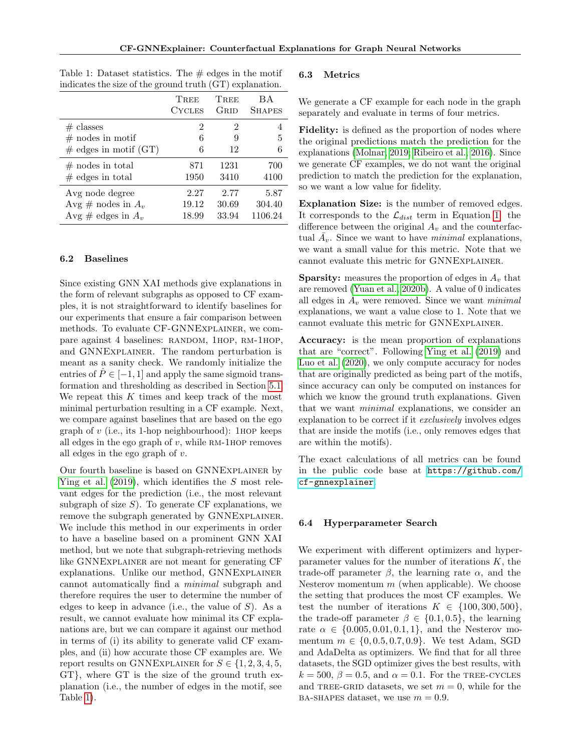Table 1: Dataset statistics. The # edges in the motif indicates the size of the ground truth (GT) explanation.

| | Tree Cycles | Tree Grid | BA Shapes |
|---|---|---|---|
| # classes | 2 | 2 | 4 |
| # nodes in motif | 6 | 9 | 5 |
| # edges in motif (GT) | 6 | 12 | 6 |
| # nodes in total | 871 | 1231 | 700 |
| # edges in total | 1950 | 3410 | 4100 |
| Avg node degree | 2.27 | 2.77 | 5.87 |
| Avg # nodes in $A_v$ | 19.12 | 30.69 | 304.40 |
| Avg # edges in $A_v$ | 18.99 | 33.94 | 1106.24 |

### 6.2 Baselines

Since existing GNN XAI methods give explanations in the form of relevant subgraphs as opposed to CF examples, it is not straightforward to identify baselines for our experiments that ensure a fair comparison between methods. To evaluate CF-GNNExplainer, we compare against 4 baselines: random, 1hop, rm-1hop, and GNNExplainer. The random perturbation is meant as a sanity check. We randomly initialize the entries of $\hat{P} \in [-1, 1]$ and apply the same sigmoid transformation and thresholding as described in Section 5.1. We repeat this $K$ times and keep track of the most minimal perturbation resulting in a CF example. Next, we compare against baselines that are based on the ego graph of $v$ (i.e., its 1-hop neighbourhood): 1hop keeps all edges in the ego graph of $v$, while rm-1hop removes all edges in the ego graph of $v$.

Our fourth baseline is based on GNNExplainer by Ying et al. (2019), which identifies the $S$ most relevant edges for the prediction (i.e., the most relevant subgraph of size $S$). To generate CF explanations, we remove the subgraph generated by GNNExplainer. We include this method in our experiments in order to have a baseline based on a prominent GNN XAI method, but we note that subgraph-retrieving methods like GNNExplainer are not meant for generating CF explanations. Unlike our method, GNNExplainer cannot automatically find a *minimal* subgraph and therefore requires the user to determine the number of edges to keep in advance (i.e., the value of $S$). As a result, we cannot evaluate how minimal its CF explanations are, but we can compare it against our method in terms of (i) its ability to generate valid CF examples, and (ii) how accurate those CF examples are. We report results on GNNExplainer for $S \in \{1, 2, 3, 4, 5, \text{GT}\}$, where GT is the size of the ground truth explanation (i.e., the number of edges in the motif, see Table 1).

### 6.3 Metrics

We generate a CF example for each node in the graph separately and evaluate in terms of four metrics.

**Fidelity:** is defined as the proportion of nodes where the original predictions match the prediction for the explanations (Molnar, 2019; Ribeiro et al., 2016). Since we generate CF examples, we do not want the original prediction to match the prediction for the explanation, so we want a low value for fidelity.

**Explanation Size:** is the number of removed edges. It corresponds to the $\mathcal{L}_{dist}$ term in Equation 1: the difference between the original $A_v$ and the counterfactual $\bar{A}_v$. Since we want to have *minimal* explanations, we want a small value for this metric. Note that we cannot evaluate this metric for GNNExplainer.

**Sparsity:** measures the proportion of edges in $A_v$ that are removed (Yuan et al., 2020b). A value of 0 indicates all edges in $A_v$ were removed. Since we want *minimal* explanations, we want a value close to 1. Note that we cannot evaluate this metric for GNNExplainer.

**Accuracy:** is the mean proportion of explanations that are "correct". Following Ying et al. (2019) and Luo et al. (2020), we only compute accuracy for nodes that are originally predicted as being part of the motifs, since accuracy can only be computed on instances for which we know the ground truth explanations. Given that we want *minimal* explanations, we consider an explanation to be correct if it *exclusively* involves edges that are inside the motifs (i.e., only removes edges that are within the motifs).

The exact calculations of all metrics can be found in the public code base at https://github.com/cf-gnnexplainer.

### 6.4 Hyperparameter Search

We experiment with different optimizers and hyperparameter values for the number of iterations $K$, the trade-off parameter $\beta$, the learning rate $\alpha$, and the Nesterov momentum $m$ (when applicable). We choose the setting that produces the most CF examples. We test the number of iterations $K \in \{100, 300, 500\}$, the trade-off parameter $\beta \in \{0.1, 0.5\}$, the learning rate $\alpha \in \{0.005, 0.01, 0.1, 1\}$, and the Nesterov momentum $m \in \{0, 0.5, 0.7, 0.9\}$. We test Adam, SGD and AdaDelta as optimizers. We find that for all three datasets, the SGD optimizer gives the best results, with $k = 500$, $\beta = 0.5$, and $\alpha = 0.1$. For the tree-cycles and tree-grid datasets, we set $m = 0$, while for the ba-shapes dataset, we use $m = 0.9$.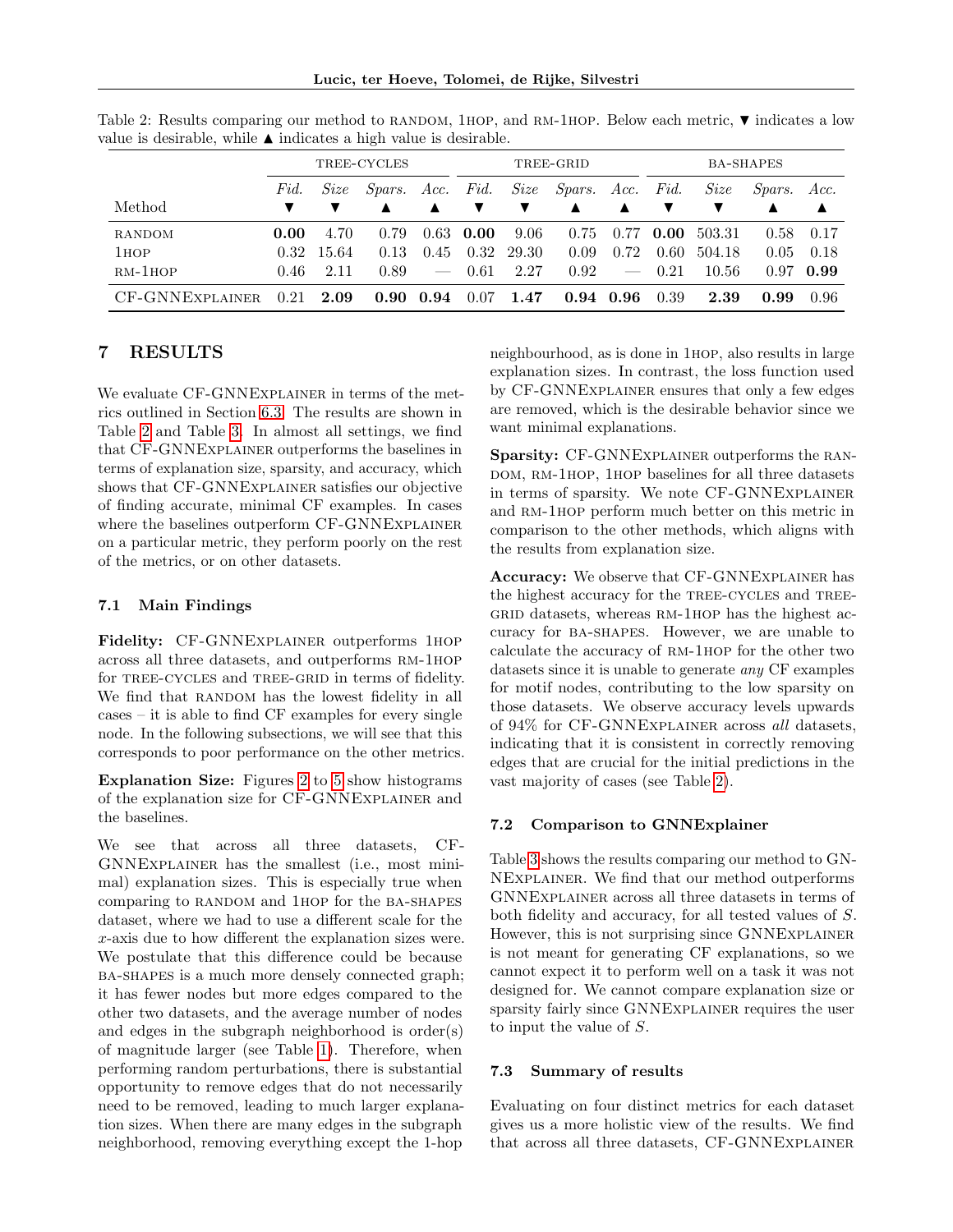Table 2: Results comparing our method to RANDOM, 1HOP, and RM-1HOP. Below each metric, ▼ indicates a low value is desirable, while ▲ indicates a high value is desirable.

| Method | TREE-CYCLES | | | | TREE-GRID | | | | BA-SHAPES | | | |
|---|---|---|---|---|---|---|---|---|---|---|---|---|
| | *Fid.* ▼ | *Size* ▼ | *Spars.* ▲ | *Acc.* ▲ | *Fid.* ▼ | *Size* ▼ | *Spars.* ▲ | *Acc.* ▲ | *Fid.* ▼ | *Size* ▼ | *Spars.* ▲ | *Acc.* ▲ |
| RANDOM | **0.00** | 4.70 | 0.79 | 0.63 | **0.00** | 9.06 | 0.75 | 0.77 | **0.00** | 503.31 | 0.58 | 0.17 |
| 1HOP | 0.32 | 15.64 | 0.13 | 0.45 | 0.32 | 29.30 | 0.09 | 0.72 | 0.60 | 504.18 | 0.05 | 0.18 |
| RM-1HOP | 0.46 | 2.11 | 0.89 | — | 0.61 | 2.27 | 0.92 | — | 0.21 | 10.56 | 0.97 | **0.99** |
| CF-GNNEXPLAINER | 0.21 | **2.09** | **0.90** | **0.94** | 0.07 | **1.47** | **0.94** | **0.96** | 0.39 | **2.39** | **0.99** | 0.96 |

## 7 RESULTS

We evaluate CF-GNNEXPLAINER in terms of the metrics outlined in Section 6.3. The results are shown in Table 2 and Table 3. In almost all settings, we find that CF-GNNEXPLAINER outperforms the baselines in terms of explanation size, sparsity, and accuracy, which shows that CF-GNNEXPLAINER satisfies our objective of finding accurate, minimal CF examples. In cases where the baselines outperform CF-GNNEXPLAINER on a particular metric, they perform poorly on the rest of the metrics, or on other datasets.

### 7.1 Main Findings

**Fidelity:** CF-GNNEXPLAINER outperforms 1HOP across all three datasets, and outperforms RM-1HOP for TREE-CYCLES and TREE-GRID in terms of fidelity. We find that RANDOM has the lowest fidelity in all cases – it is able to find CF examples for every single node. In the following subsections, we will see that this corresponds to poor performance on the other metrics.

**Explanation Size:** Figures 2 to 5 show histograms of the explanation size for CF-GNNEXPLAINER and the baselines.

We see that across all three datasets, CF-GNNEXPLAINER has the smallest (i.e., most minimal) explanation sizes. This is especially true when comparing to RANDOM and 1HOP for the BA-SHAPES dataset, where we had to use a different scale for the $x$-axis due to how different the explanation sizes were. We postulate that this difference could be because BA-SHAPES is a much more densely connected graph; it has fewer nodes but more edges compared to the other two datasets, and the average number of nodes and edges in the subgraph neighborhood is order(s) of magnitude larger (see Table 1). Therefore, when performing random perturbations, there is substantial opportunity to remove edges that do not necessarily need to be removed, leading to much larger explanation sizes. When there are many edges in the subgraph neighborhood, removing everything except the 1-hop neighbourhood, as is done in 1HOP, also results in large explanation sizes. In contrast, the loss function used by CF-GNNEXPLAINER ensures that only a few edges are removed, which is the desirable behavior since we want minimal explanations.

**Sparsity:** CF-GNNEXPLAINER outperforms the RANDOM, RM-1HOP, 1HOP baselines for all three datasets in terms of sparsity. We note CF-GNNEXPLAINER and RM-1HOP perform much better on this metric in comparison to the other methods, which aligns with the results from explanation size.

**Accuracy:** We observe that CF-GNNEXPLAINER has the highest accuracy for the TREE-CYCLES and TREE-GRID datasets, whereas RM-1HOP has the highest accuracy for BA-SHAPES. However, we are unable to calculate the accuracy of RM-1HOP for the other two datasets since it is unable to generate *any* CF examples for motif nodes, contributing to the low sparsity on those datasets. We observe accuracy levels upwards of 94% for CF-GNNEXPLAINER across *all* datasets, indicating that it is consistent in correctly removing edges that are crucial for the initial predictions in the vast majority of cases (see Table 2).

### 7.2 Comparison to GNNExplainer

Table 3 shows the results comparing our method to GNNEXPLAINER. We find that our method outperforms GNNEXPLAINER across all three datasets in terms of both fidelity and accuracy, for all tested values of $S$. However, this is not surprising since GNNEXPLAINER is not meant for generating CF explanations, so we cannot expect it to perform well on a task it was not designed for. We cannot compare explanation size or sparsity fairly since GNNEXPLAINER requires the user to input the value of $S$.

### 7.3 Summary of results

Evaluating on four distinct metrics for each dataset gives us a more holistic view of the results. We find that across all three datasets, CF-GNNEXPLAINER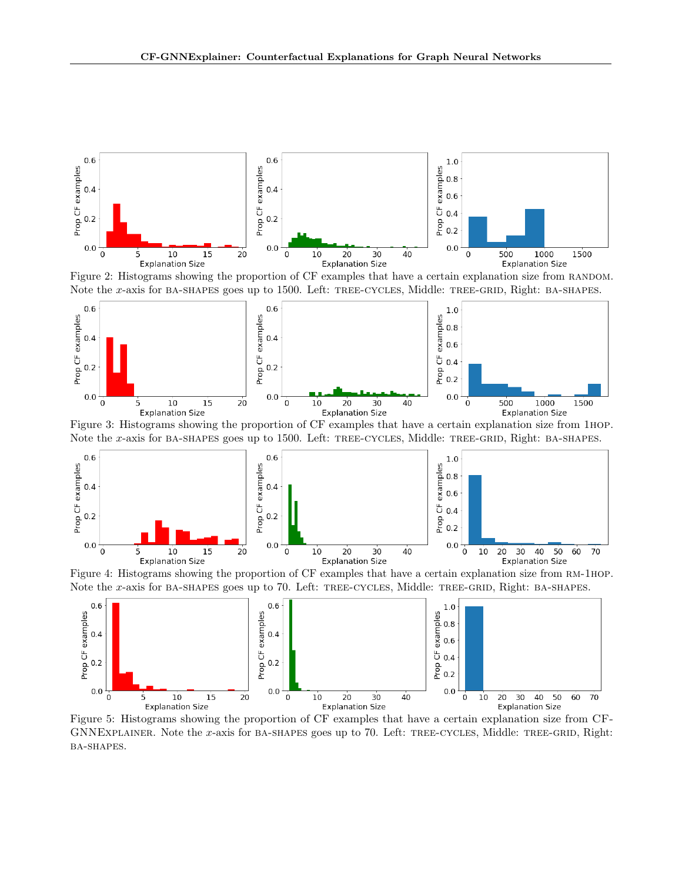Figure 2: Histograms showing the proportion of CF examples that have a certain explanation size from RANDOM. Note the $x$-axis for BA-SHAPES goes up to 1500. Left: TREE-CYCLES, Middle: TREE-GRID, Right: BA-SHAPES.

Figure 3: Histograms showing the proportion of CF examples that have a certain explanation size from 1HOP. Note the $x$-axis for BA-SHAPES goes up to 1500. Left: TREE-CYCLES, Middle: TREE-GRID, Right: BA-SHAPES.

Figure 4: Histograms showing the proportion of CF examples that have a certain explanation size from RM-1HOP. Note the $x$-axis for BA-SHAPES goes up to 70. Left: TREE-CYCLES, Middle: TREE-GRID, Right: BA-SHAPES.

Figure 5: Histograms showing the proportion of CF examples that have a certain explanation size from CF-GNNEXPLAINER. Note the $x$-axis for BA-SHAPES goes up to 70. Left: TREE-CYCLES, Middle: TREE-GRID, Right: BA-SHAPES.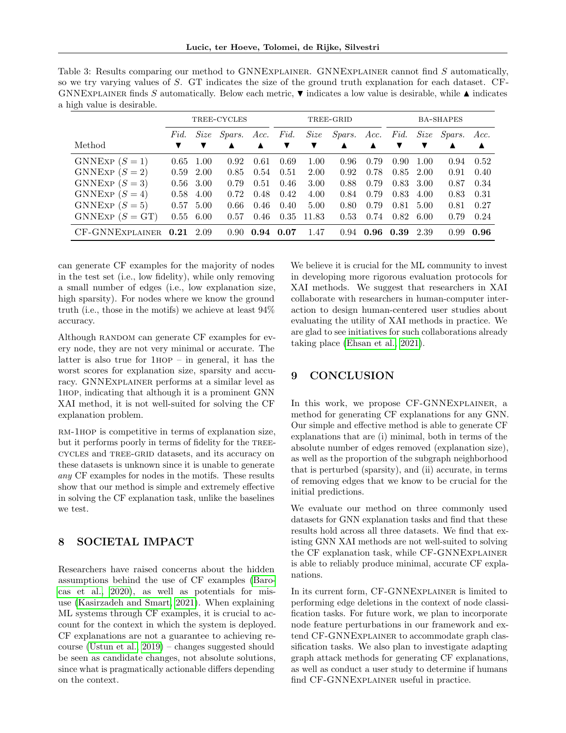Table 3: Results comparing our method to GNNExplainer. GNNExplainer cannot find $S$ automatically, so we try varying values of $S$. GT indicates the size of the ground truth explanation for each dataset. CF-GNNExplainer finds $S$ automatically. Below each metric, ▼ indicates a low value is desirable, while ▲ indicates a high value is desirable.

| | TREE-CYCLES | | | | TREE-GRID | | | | BA-SHAPES | | | |
|---|---|---|---|---|---|---|---|---|---|---|---|---|
| Method | *Fid.* ▼ | *Size* ▼ | *Spars.* ▲ | *Acc.* ▲ | *Fid.* ▼ | *Size* ▼ | *Spars.* ▲ | *Acc.* ▲ | *Fid.* ▼ | *Size* ▼ | *Spars.* ▲ | *Acc.* ▲ |
| GNNExp ($S = 1$) | 0.65 | 1.00 | 0.92 | 0.61 | 0.69 | 1.00 | 0.96 | 0.79 | 0.90 | 1.00 | 0.94 | 0.52 |
| GNNExp ($S = 2$) | 0.59 | 2.00 | 0.85 | 0.54 | 0.51 | 2.00 | 0.92 | 0.78 | 0.85 | 2.00 | 0.91 | 0.40 |
| GNNExp ($S = 3$) | 0.56 | 3.00 | 0.79 | 0.51 | 0.46 | 3.00 | 0.88 | 0.79 | 0.83 | 3.00 | 0.87 | 0.34 |
| GNNExp ($S = 4$) | 0.58 | 4.00 | 0.72 | 0.48 | 0.42 | 4.00 | 0.84 | 0.79 | 0.83 | 4.00 | 0.83 | 0.31 |
| GNNExp ($S = 5$) | 0.57 | 5.00 | 0.66 | 0.46 | 0.40 | 5.00 | 0.80 | 0.79 | 0.81 | 5.00 | 0.81 | 0.27 |
| GNNExp ($S = \text{GT}$) | 0.55 | 6.00 | 0.57 | 0.46 | 0.35 | 11.83 | 0.53 | 0.74 | 0.82 | 6.00 | 0.79 | 0.24 |
| CF-GNNExplainer | **0.21** | 2.09 | 0.90 | **0.94** | **0.07** | 1.47 | 0.94 | **0.96** | **0.39** | 2.39 | 0.99 | **0.96** |

can generate CF examples for the majority of nodes in the test set (i.e., low fidelity), while only removing a small number of edges (i.e., low explanation size, high sparsity). For nodes where we know the ground truth (i.e., those in the motifs) we achieve at least 94% accuracy.

Although random can generate CF examples for every node, they are not very minimal or accurate. The latter is also true for 1hop – in general, it has the worst scores for explanation size, sparsity and accuracy. GNNExplainer performs at a similar level as 1hop, indicating that although it is a prominent GNN XAI method, it is not well-suited for solving the CF explanation problem.

rm-1hop is competitive in terms of explanation size, but it performs poorly in terms of fidelity for the tree-cycles and tree-grid datasets, and its accuracy on these datasets is unknown since it is unable to generate *any* CF examples for nodes in the motifs. These results show that our method is simple and extremely effective in solving the CF explanation task, unlike the baselines we test.

## 8 SOCIETAL IMPACT

Researchers have raised concerns about the hidden assumptions behind the use of CF examples (Barocas et al., 2020), as well as potentials for misuse (Kasirzadeh and Smart, 2021). When explaining ML systems through CF examples, it is crucial to account for the context in which the system is deployed. CF explanations are not a guarantee to achieving recourse (Ustun et al., 2019) – changes suggested should be seen as candidate changes, not absolute solutions, since what is pragmatically actionable differs depending on the context.

We believe it is crucial for the ML community to invest in developing more rigorous evaluation protocols for XAI methods. We suggest that researchers in XAI collaborate with researchers in human-computer interaction to design human-centered user studies about evaluating the utility of XAI methods in practice. We are glad to see initiatives for such collaborations already taking place (Ehsan et al., 2021).

## 9 CONCLUSION

In this work, we propose CF-GNNExplainer, a method for generating CF explanations for any GNN. Our simple and effective method is able to generate CF explanations that are (i) minimal, both in terms of the absolute number of edges removed (explanation size), as well as the proportion of the subgraph neighborhood that is perturbed (sparsity), and (ii) accurate, in terms of removing edges that we know to be crucial for the initial predictions.

We evaluate our method on three commonly used datasets for GNN explanation tasks and find that these results hold across all three datasets. We find that existing GNN XAI methods are not well-suited to solving the CF explanation task, while CF-GNNExplainer is able to reliably produce minimal, accurate CF explanations.

In its current form, CF-GNNExplainer is limited to performing edge deletions in the context of node classification tasks. For future work, we plan to incorporate node feature perturbations in our framework and extend CF-GNNExplainer to accommodate graph classification tasks. We also plan to investigate adapting graph attack methods for generating CF explanations, as well as conduct a user study to determine if humans find CF-GNNExplainer useful in practice.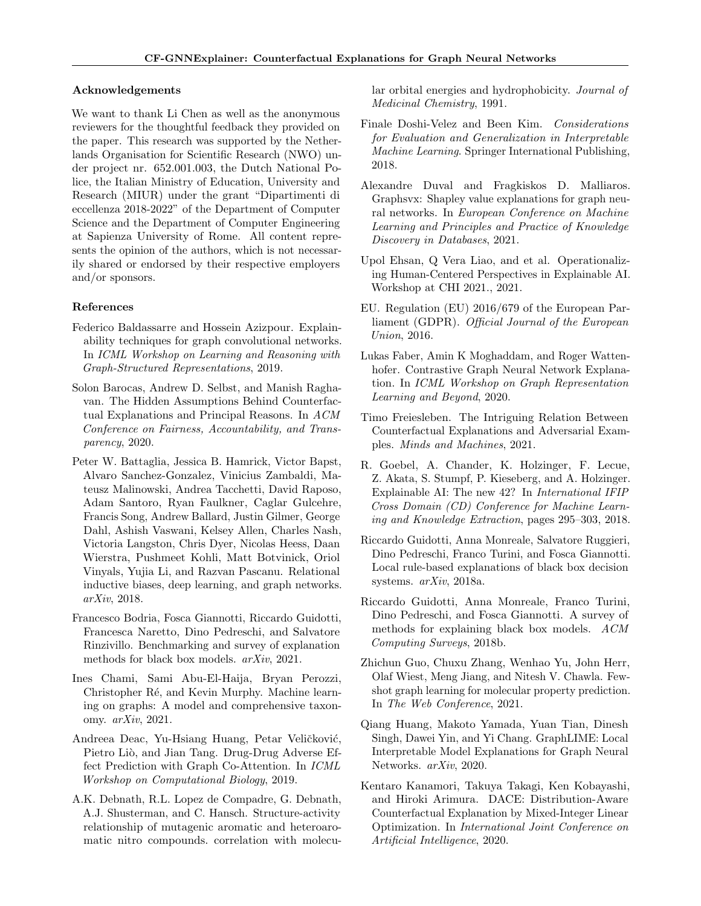### Acknowledgements

We want to thank Li Chen as well as the anonymous reviewers for the thoughtful feedback they provided on the paper. This research was supported by the Netherlands Organisation for Scientific Research (NWO) under project nr. 652.001.003, the Dutch National Police, the Italian Ministry of Education, University and Research (MIUR) under the grant "Dipartimenti di eccellenza 2018-2022" of the Department of Computer Science and the Department of Computer Engineering at Sapienza University of Rome. All content represents the opinion of the authors, which is not necessarily shared or endorsed by their respective employers and/or sponsors.

### References

Federico Baldassarre and Hossein Azizpour. Explainability techniques for graph convolutional networks. In *ICML Workshop on Learning and Reasoning with Graph-Structured Representations*, 2019.

Solon Barocas, Andrew D. Selbst, and Manish Raghavan. The Hidden Assumptions Behind Counterfactual Explanations and Principal Reasons. In *ACM Conference on Fairness, Accountability, and Transparency*, 2020.

Peter W. Battaglia, Jessica B. Hamrick, Victor Bapst, Alvaro Sanchez-Gonzalez, Vinicius Zambaldi, Mateusz Malinowski, Andrea Tacchetti, David Raposo, Adam Santoro, Ryan Faulkner, Caglar Gulcehre, Francis Song, Andrew Ballard, Justin Gilmer, George Dahl, Ashish Vaswani, Kelsey Allen, Charles Nash, Victoria Langston, Chris Dyer, Nicolas Heess, Daan Wierstra, Pushmeet Kohli, Matt Botvinick, Oriol Vinyals, Yujia Li, and Razvan Pascanu. Relational inductive biases, deep learning, and graph networks. *arXiv*, 2018.

Francesco Bodria, Fosca Giannotti, Riccardo Guidotti, Francesca Naretto, Dino Pedreschi, and Salvatore Rinzivillo. Benchmarking and survey of explanation methods for black box models. *arXiv*, 2021.

Ines Chami, Sami Abu-El-Haija, Bryan Perozzi, Christopher Ré, and Kevin Murphy. Machine learning on graphs: A model and comprehensive taxonomy. *arXiv*, 2021.

Andreea Deac, Yu-Hsiang Huang, Petar Veličković, Pietro Liò, and Jian Tang. Drug-Drug Adverse Effect Prediction with Graph Co-Attention. In *ICML Workshop on Computational Biology*, 2019.

A.K. Debnath, R.L. Lopez de Compadre, G. Debnath, A.J. Shusterman, and C. Hansch. Structure-activity relationship of mutagenic aromatic and heteroaromatic nitro compounds. correlation with molecular orbital energies and hydrophobicity. *Journal of Medicinal Chemistry*, 1991.

Finale Doshi-Velez and Been Kim. *Considerations for Evaluation and Generalization in Interpretable Machine Learning*. Springer International Publishing, 2018.

Alexandre Duval and Fragkiskos D. Malliaros. Graphsvx: Shapley value explanations for graph neural networks. In *European Conference on Machine Learning and Principles and Practice of Knowledge Discovery in Databases*, 2021.

Upol Ehsan, Q Vera Liao, and et al. Operationalizing Human-Centered Perspectives in Explainable AI. Workshop at CHI 2021., 2021.

EU. Regulation (EU) 2016/679 of the European Parliament (GDPR). *Official Journal of the European Union*, 2016.

Lukas Faber, Amin K Moghaddam, and Roger Wattenhofer. Contrastive Graph Neural Network Explanation. In *ICML Workshop on Graph Representation Learning and Beyond*, 2020.

Timo Freiesleben. The Intriguing Relation Between Counterfactual Explanations and Adversarial Examples. *Minds and Machines*, 2021.

R. Goebel, A. Chander, K. Holzinger, F. Lecue, Z. Akata, S. Stumpf, P. Kieseberg, and A. Holzinger. Explainable AI: The new 42? In *International IFIP Cross Domain (CD) Conference for Machine Learning and Knowledge Extraction*, pages 295–303, 2018.

Riccardo Guidotti, Anna Monreale, Salvatore Ruggieri, Dino Pedreschi, Franco Turini, and Fosca Giannotti. Local rule-based explanations of black box decision systems. *arXiv*, 2018a.

Riccardo Guidotti, Anna Monreale, Franco Turini, Dino Pedreschi, and Fosca Giannotti. A survey of methods for explaining black box models. *ACM Computing Surveys*, 2018b.

Zhichun Guo, Chuxu Zhang, Wenhao Yu, John Herr, Olaf Wiest, Meng Jiang, and Nitesh V. Chawla. Few-shot graph learning for molecular property prediction. In *The Web Conference*, 2021.

Qiang Huang, Makoto Yamada, Yuan Tian, Dinesh Singh, Dawei Yin, and Yi Chang. GraphLIME: Local Interpretable Model Explanations for Graph Neural Networks. *arXiv*, 2020.

Kentaro Kanamori, Takuya Takagi, Ken Kobayashi, and Hiroki Arimura. DACE: Distribution-Aware Counterfactual Explanation by Mixed-Integer Linear Optimization. In *International Joint Conference on Artificial Intelligence*, 2020.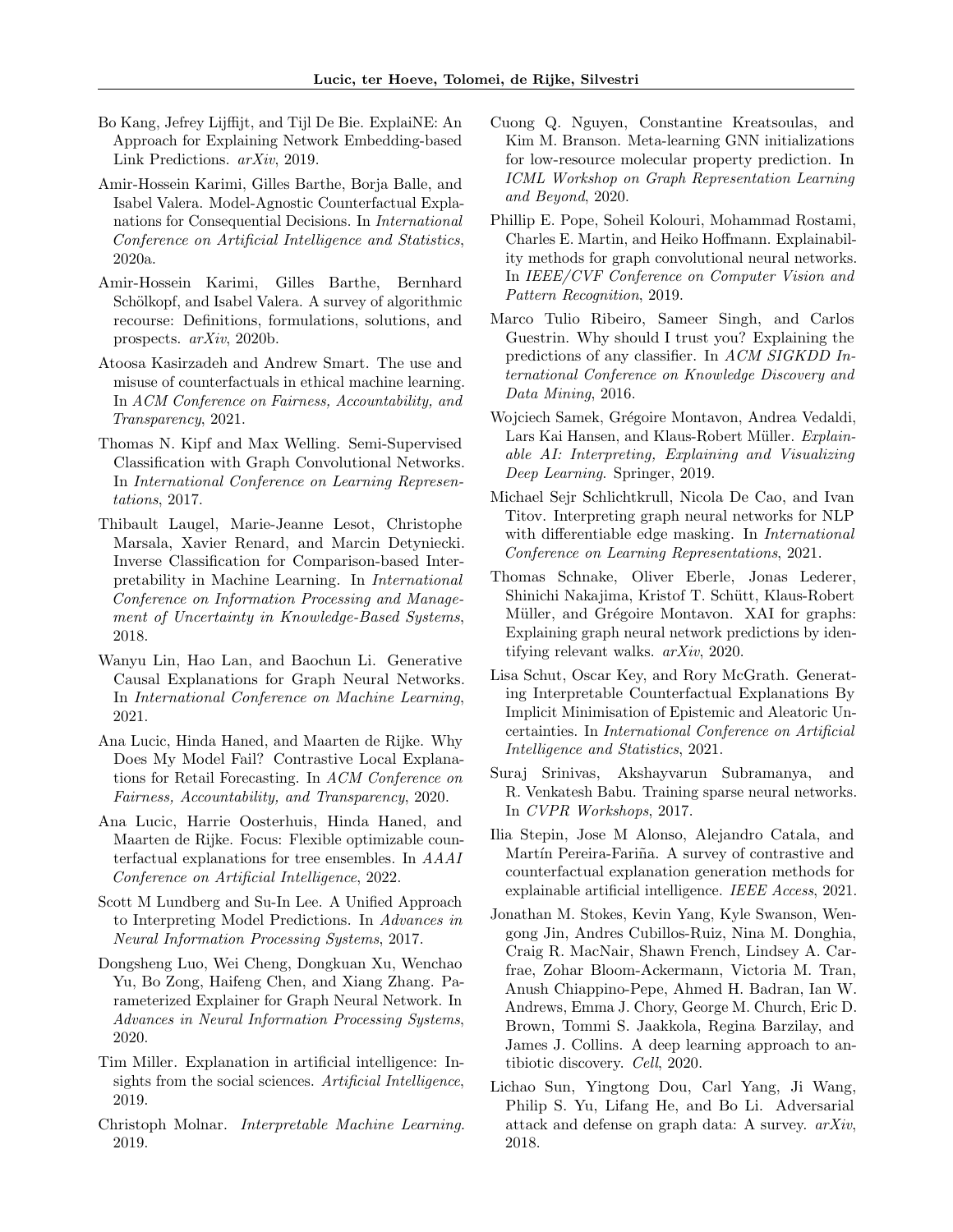Bo Kang, Jefrey Lijffijt, and Tijl De Bie. ExplaiNE: An Approach for Explaining Network Embedding-based Link Predictions. *arXiv*, 2019.

Amir-Hossein Karimi, Gilles Barthe, Borja Balle, and Isabel Valera. Model-Agnostic Counterfactual Explanations for Consequential Decisions. In *International Conference on Artificial Intelligence and Statistics*, 2020a.

Amir-Hossein Karimi, Gilles Barthe, Bernhard Schölkopf, and Isabel Valera. A survey of algorithmic recourse: Definitions, formulations, solutions, and prospects. *arXiv*, 2020b.

Atoosa Kasirzadeh and Andrew Smart. The use and misuse of counterfactuals in ethical machine learning. In *ACM Conference on Fairness, Accountability, and Transparency*, 2021.

Thomas N. Kipf and Max Welling. Semi-Supervised Classification with Graph Convolutional Networks. In *International Conference on Learning Representations*, 2017.

Thibault Laugel, Marie-Jeanne Lesot, Christophe Marsala, Xavier Renard, and Marcin Detyniecki. Inverse Classification for Comparison-based Interpretability in Machine Learning. In *International Conference on Information Processing and Management of Uncertainty in Knowledge-Based Systems*, 2018.

Wanyu Lin, Hao Lan, and Baochun Li. Generative Causal Explanations for Graph Neural Networks. In *International Conference on Machine Learning*, 2021.

Ana Lucic, Hinda Haned, and Maarten de Rijke. Why Does My Model Fail? Contrastive Local Explanations for Retail Forecasting. In *ACM Conference on Fairness, Accountability, and Transparency*, 2020.

Ana Lucic, Harrie Oosterhuis, Hinda Haned, and Maarten de Rijke. Focus: Flexible optimizable counterfactual explanations for tree ensembles. In *AAAI Conference on Artificial Intelligence*, 2022.

Scott M Lundberg and Su-In Lee. A Unified Approach to Interpreting Model Predictions. In *Advances in Neural Information Processing Systems*, 2017.

Dongsheng Luo, Wei Cheng, Dongkuan Xu, Wenchao Yu, Bo Zong, Haifeng Chen, and Xiang Zhang. Parameterized Explainer for Graph Neural Network. In *Advances in Neural Information Processing Systems*, 2020.

Tim Miller. Explanation in artificial intelligence: Insights from the social sciences. *Artificial Intelligence*, 2019.

Christoph Molnar. *Interpretable Machine Learning*. 2019.

Cuong Q. Nguyen, Constantine Kreatsoulas, and Kim M. Branson. Meta-learning GNN initializations for low-resource molecular property prediction. In *ICML Workshop on Graph Representation Learning and Beyond*, 2020.

Phillip E. Pope, Soheil Kolouri, Mohammad Rostami, Charles E. Martin, and Heiko Hoffmann. Explainability methods for graph convolutional neural networks. In *IEEE/CVF Conference on Computer Vision and Pattern Recognition*, 2019.

Marco Tulio Ribeiro, Sameer Singh, and Carlos Guestrin. Why should I trust you? Explaining the predictions of any classifier. In *ACM SIGKDD International Conference on Knowledge Discovery and Data Mining*, 2016.

Wojciech Samek, Grégoire Montavon, Andrea Vedaldi, Lars Kai Hansen, and Klaus-Robert Müller. *Explainable AI: Interpreting, Explaining and Visualizing Deep Learning*. Springer, 2019.

Michael Sejr Schlichtkrull, Nicola De Cao, and Ivan Titov. Interpreting graph neural networks for NLP with differentiable edge masking. In *International Conference on Learning Representations*, 2021.

Thomas Schnake, Oliver Eberle, Jonas Lederer, Shinichi Nakajima, Kristof T. Schütt, Klaus-Robert Müller, and Grégoire Montavon. XAI for graphs: Explaining graph neural network predictions by identifying relevant walks. *arXiv*, 2020.

Lisa Schut, Oscar Key, and Rory McGrath. Generating Interpretable Counterfactual Explanations By Implicit Minimisation of Epistemic and Aleatoric Uncertainties. In *International Conference on Artificial Intelligence and Statistics*, 2021.

Suraj Srinivas, Akshayvarun Subramanya, and R. Venkatesh Babu. Training sparse neural networks. In *CVPR Workshops*, 2017.

Ilia Stepin, Jose M Alonso, Alejandro Catala, and Martín Pereira-Fariña. A survey of contrastive and counterfactual explanation generation methods for explainable artificial intelligence. *IEEE Access*, 2021.

Jonathan M. Stokes, Kevin Yang, Kyle Swanson, Wengong Jin, Andres Cubillos-Ruiz, Nina M. Donghia, Craig R. MacNair, Shawn French, Lindsey A. Carfrae, Zohar Bloom-Ackermann, Victoria M. Tran, Anush Chiappino-Pepe, Ahmed H. Badran, Ian W. Andrews, Emma J. Chory, George M. Church, Eric D. Brown, Tommi S. Jaakkola, Regina Barzilay, and James J. Collins. A deep learning approach to antibiotic discovery. *Cell*, 2020.

Lichao Sun, Yingtong Dou, Carl Yang, Ji Wang, Philip S. Yu, Lifang He, and Bo Li. Adversarial attack and defense on graph data: A survey. *arXiv*, 2018.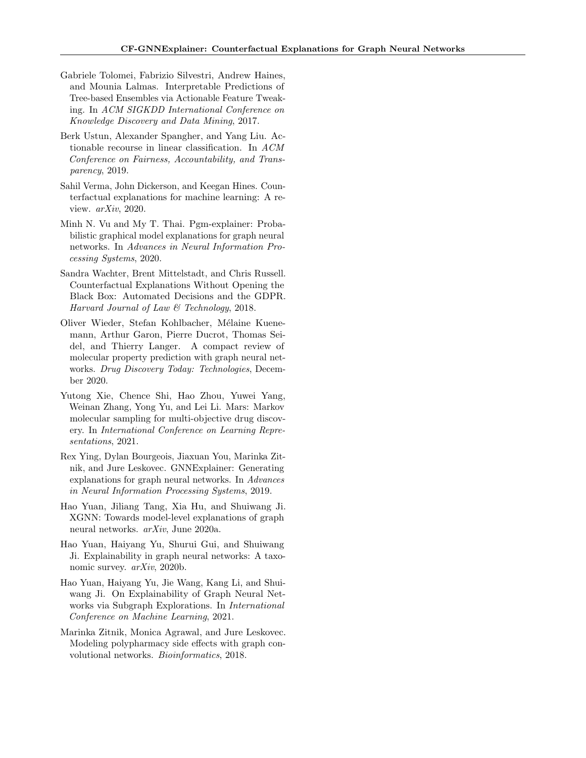Gabriele Tolomei, Fabrizio Silvestri, Andrew Haines, and Mounia Lalmas. Interpretable Predictions of Tree-based Ensembles via Actionable Feature Tweaking. In *ACM SIGKDD International Conference on Knowledge Discovery and Data Mining*, 2017.

Berk Ustun, Alexander Spangher, and Yang Liu. Actionable recourse in linear classification. In *ACM Conference on Fairness, Accountability, and Transparency*, 2019.

Sahil Verma, John Dickerson, and Keegan Hines. Counterfactual explanations for machine learning: A review. *arXiv*, 2020.

Minh N. Vu and My T. Thai. Pgm-explainer: Probabilistic graphical model explanations for graph neural networks. In *Advances in Neural Information Processing Systems*, 2020.

Sandra Wachter, Brent Mittelstadt, and Chris Russell. Counterfactual Explanations Without Opening the Black Box: Automated Decisions and the GDPR. *Harvard Journal of Law & Technology*, 2018.

Oliver Wieder, Stefan Kohlbacher, Mélaine Kuenemann, Arthur Garon, Pierre Ducrot, Thomas Seidel, and Thierry Langer. A compact review of molecular property prediction with graph neural networks. *Drug Discovery Today: Technologies*, December 2020.

Yutong Xie, Chence Shi, Hao Zhou, Yuwei Yang, Weinan Zhang, Yong Yu, and Lei Li. Mars: Markov molecular sampling for multi-objective drug discovery. In *International Conference on Learning Representations*, 2021.

Rex Ying, Dylan Bourgeois, Jiaxuan You, Marinka Zitnik, and Jure Leskovec. GNNExplainer: Generating explanations for graph neural networks. In *Advances in Neural Information Processing Systems*, 2019.

Hao Yuan, Jiliang Tang, Xia Hu, and Shuiwang Ji. XGNN: Towards model-level explanations of graph neural networks. *arXiv*, June 2020a.

Hao Yuan, Haiyang Yu, Shurui Gui, and Shuiwang Ji. Explainability in graph neural networks: A taxonomic survey. *arXiv*, 2020b.

Hao Yuan, Haiyang Yu, Jie Wang, Kang Li, and Shuiwang Ji. On Explainability of Graph Neural Networks via Subgraph Explorations. In *International Conference on Machine Learning*, 2021.

Marinka Zitnik, Monica Agrawal, and Jure Leskovec. Modeling polypharmacy side effects with graph convolutional networks. *Bioinformatics*, 2018.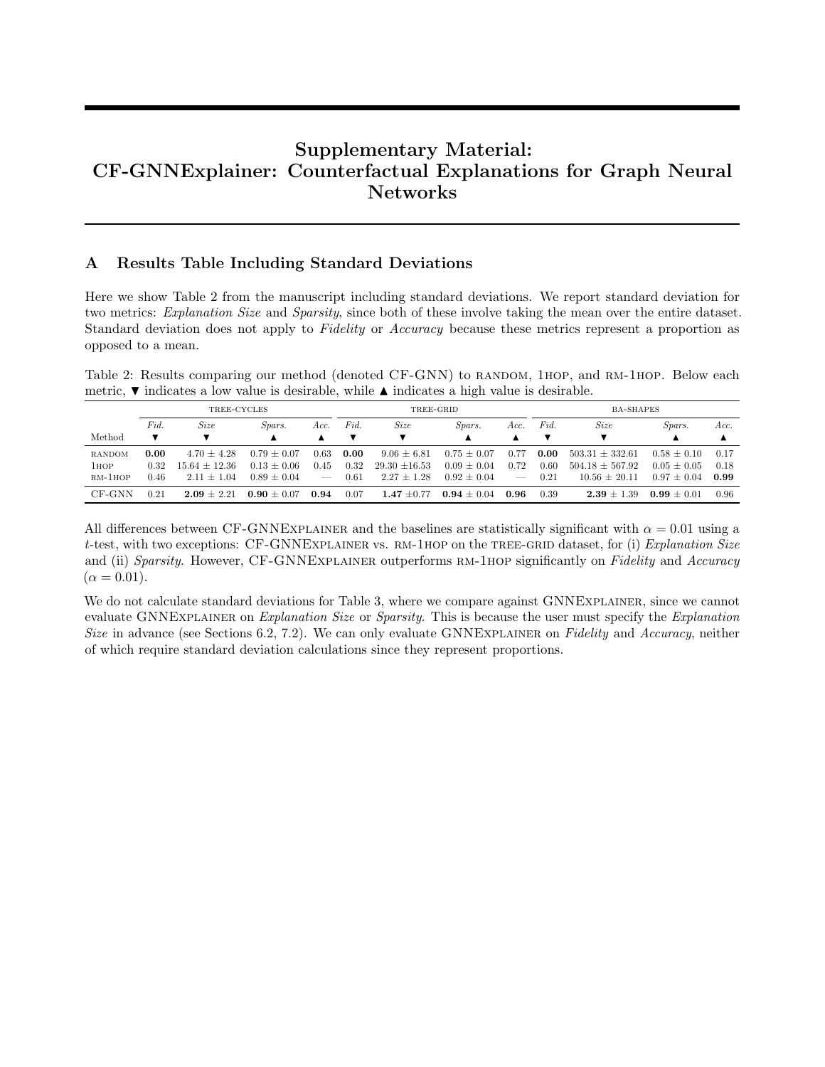# Supplementary Material: CF-GNNExplainer: Counterfactual Explanations for Graph Neural Networks

## A Results Table Including Standard Deviations

Here we show Table 2 from the manuscript including standard deviations. We report standard deviation for two metrics: *Explanation Size* and *Sparsity*, since both of these involve taking the mean over the entire dataset. Standard deviation does not apply to *Fidelity* or *Accuracy* because these metrics represent a proportion as opposed to a mean.

Table 2: Results comparing our method (denoted CF-GNN) to RANDOM, 1HOP, and RM-1HOP. Below each metric, ▼ indicates a low value is desirable, while ▲ indicates a high value is desirable.

| | TREE-CYCLES | | | | TREE-GRID | | | | BA-SHAPES | | | |
|---|---|---|---|---|---|---|---|---|---|---|---|---|
| Method | *Fid.* ▼ | *Size* ▼ | *Spars.* ▲ | *Acc.* ▲ | *Fid.* ▼ | *Size* ▼ | *Spars.* ▲ | *Acc.* ▲ | *Fid.* ▼ | *Size* ▼ | *Spars.* ▲ | *Acc.* ▲ |
| RANDOM | **0.00** | 4.70 ± 4.28 | 0.79 ± 0.07 | 0.63 | **0.00** | 9.06 ± 6.81 | 0.75 ± 0.07 | 0.77 | **0.00** | 503.31 ± 332.61 | 0.58 ± 0.10 | 0.17 |
| 1HOP | 0.32 | 15.64 ± 12.36 | 0.13 ± 0.06 | 0.45 | 0.32 | 29.30 ±16.53 | 0.09 ± 0.04 | 0.72 | 0.60 | 504.18 ± 567.92 | 0.05 ± 0.05 | 0.18 |
| RM-1HOP | 0.46 | 2.11 ± 1.04 | 0.89 ± 0.04 | — | 0.61 | 2.27 ± 1.28 | 0.92 ± 0.04 | — | 0.21 | 10.56 ± 20.11 | 0.97 ± 0.04 | **0.99** |
| CF-GNN | 0.21 | **2.09** ± 2.21 | **0.90** ± 0.07 | **0.94** | 0.07 | **1.47** ±0.77 | **0.94** ± 0.04 | **0.96** | 0.39 | **2.39** ± 1.39 | **0.99** ± 0.01 | 0.96 |

All differences between CF-GNNEXPLAINER and the baselines are statistically significant with $\alpha = 0.01$ using a $t$-test, with two exceptions: CF-GNNEXPLAINER vs. RM-1HOP on the TREE-GRID dataset, for (i) *Explanation Size* and (ii) *Sparsity*. However, CF-GNNEXPLAINER outperforms RM-1HOP significantly on *Fidelity* and *Accuracy* ($\alpha = 0.01$).

We do not calculate standard deviations for Table 3, where we compare against GNNEXPLAINER, since we cannot evaluate GNNEXPLAINER on *Explanation Size* or *Sparsity*. This is because the user must specify the *Explanation Size* in advance (see Sections 6.2, 7.2). We can only evaluate GNNEXPLAINER on *Fidelity* and *Accuracy*, neither of which require standard deviation calculations since they represent proportions.